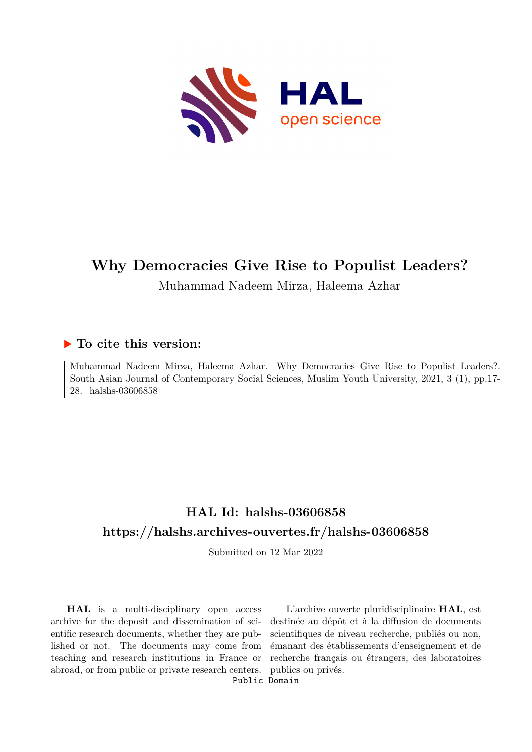# Why Democracies Give Rise to Populist Leaders?

Muhammad Nadeem Mirza, Haleema Azhar

## ▶ To cite this version:

Muhammad Nadeem Mirza, Haleema Azhar. Why Democracies Give Rise to Populist Leaders?. South Asian Journal of Contemporary Social Sciences, Muslim Youth University, 2021, 3 (1), pp.17-28. halshs-03606858

## HAL Id: halshs-03606858

## https://halshs.archives-ouvertes.fr/halshs-03606858

Submitted on 12 Mar 2022

**HAL** is a multi-disciplinary open access archive for the deposit and dissemination of scientific research documents, whether they are published or not. The documents may come from teaching and research institutions in France or abroad, or from public or private research centers.

L'archive ouverte pluridisciplinaire **HAL**, est destinée au dépôt et à la diffusion de documents scientifiques de niveau recherche, publiés ou non, émanant des établissements d'enseignement et de recherche français ou étrangers, des laboratoires publics ou privés.

Public Domain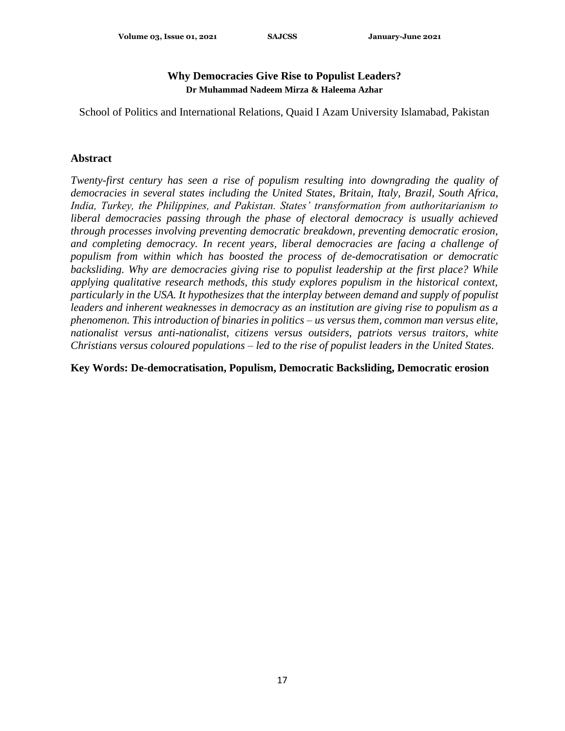# Why Democracies Give Rise to Populist Leaders?

**Dr Muhammad Nadeem Mirza & Haleema Azhar**

School of Politics and International Relations, Quaid I Azam University Islamabad, Pakistan

## Abstract

*Twenty-first century has seen a rise of populism resulting into downgrading the quality of democracies in several states including the United States, Britain, Italy, Brazil, South Africa, India, Turkey, the Philippines, and Pakistan. States' transformation from authoritarianism to liberal democracies passing through the phase of electoral democracy is usually achieved through processes involving preventing democratic breakdown, preventing democratic erosion, and completing democracy. In recent years, liberal democracies are facing a challenge of populism from within which has boosted the process of de-democratisation or democratic backsliding. Why are democracies giving rise to populist leadership at the first place? While applying qualitative research methods, this study explores populism in the historical context, particularly in the USA. It hypothesizes that the interplay between demand and supply of populist leaders and inherent weaknesses in democracy as an institution are giving rise to populism as a phenomenon. This introduction of binaries in politics – us versus them, common man versus elite, nationalist versus anti-nationalist, citizens versus outsiders, patriots versus traitors, white Christians versus coloured populations – led to the rise of populist leaders in the United States.*

**Key Words: De-democratisation, Populism, Democratic Backsliding, Democratic erosion**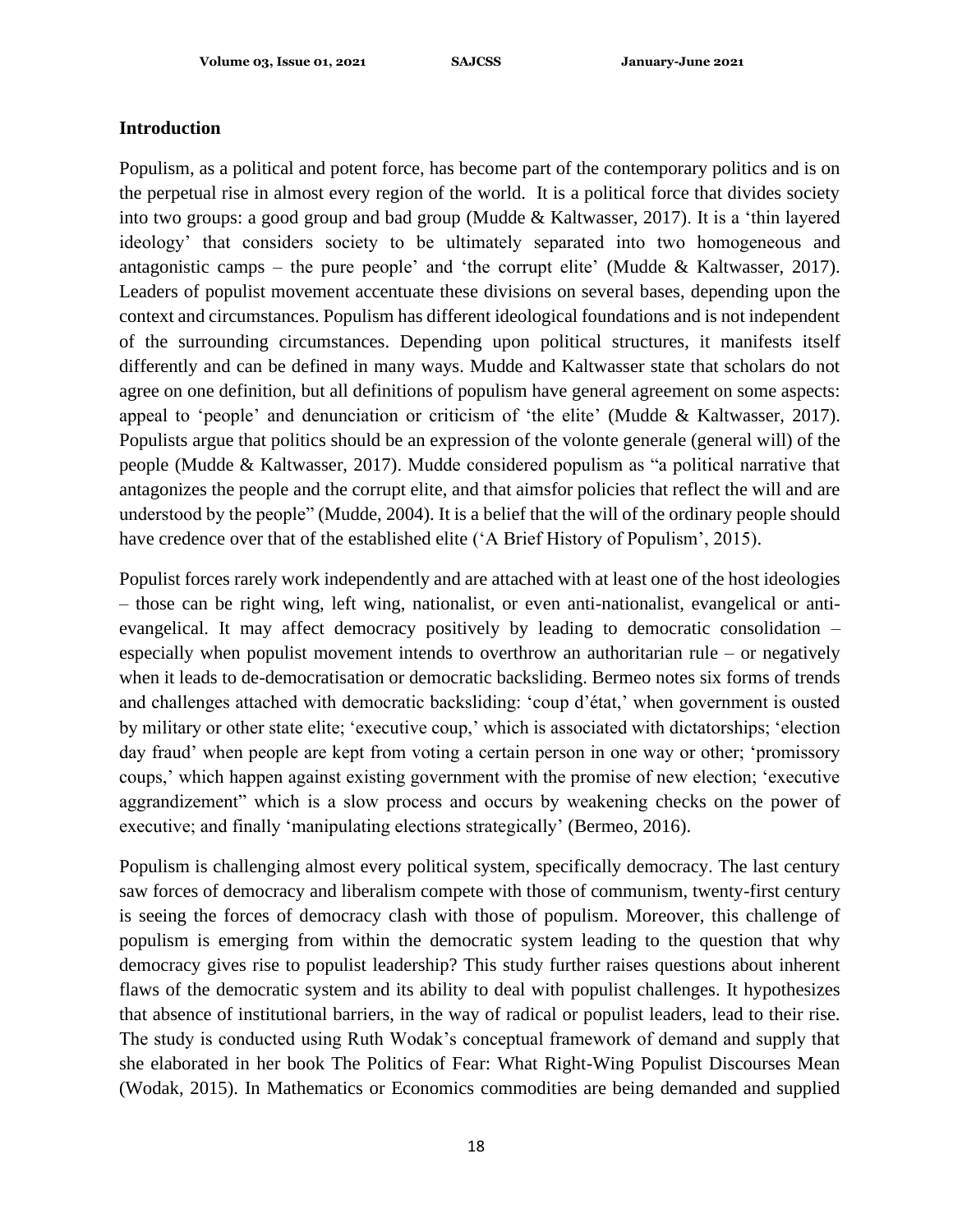## Introduction

Populism, as a political and potent force, has become part of the contemporary politics and is on the perpetual rise in almost every region of the world. It is a political force that divides society into two groups: a good group and bad group (Mudde & Kaltwasser, 2017). It is a 'thin layered ideology' that considers society to be ultimately separated into two homogeneous and antagonistic camps – the pure people' and 'the corrupt elite' (Mudde & Kaltwasser, 2017). Leaders of populist movement accentuate these divisions on several bases, depending upon the context and circumstances. Populism has different ideological foundations and is not independent of the surrounding circumstances. Depending upon political structures, it manifests itself differently and can be defined in many ways. Mudde and Kaltwasser state that scholars do not agree on one definition, but all definitions of populism have general agreement on some aspects: appeal to 'people' and denunciation or criticism of 'the elite' (Mudde & Kaltwasser, 2017). Populists argue that politics should be an expression of the volonte generale (general will) of the people (Mudde & Kaltwasser, 2017). Mudde considered populism as "a political narrative that antagonizes the people and the corrupt elite, and that aimsfor policies that reflect the will and are understood by the people" (Mudde, 2004). It is a belief that the will of the ordinary people should have credence over that of the established elite ('A Brief History of Populism', 2015).

Populist forces rarely work independently and are attached with at least one of the host ideologies – those can be right wing, left wing, nationalist, or even anti-nationalist, evangelical or anti-evangelical. It may affect democracy positively by leading to democratic consolidation – especially when populist movement intends to overthrow an authoritarian rule – or negatively when it leads to de-democratisation or democratic backsliding. Bermeo notes six forms of trends and challenges attached with democratic backsliding: 'coup d'état,' when government is ousted by military or other state elite; 'executive coup,' which is associated with dictatorships; 'election day fraud' when people are kept from voting a certain person in one way or other; 'promissory coups,' which happen against existing government with the promise of new election; 'executive aggrandizement" which is a slow process and occurs by weakening checks on the power of executive; and finally 'manipulating elections strategically' (Bermeo, 2016).

Populism is challenging almost every political system, specifically democracy. The last century saw forces of democracy and liberalism compete with those of communism, twenty-first century is seeing the forces of democracy clash with those of populism. Moreover, this challenge of populism is emerging from within the democratic system leading to the question that why democracy gives rise to populist leadership? This study further raises questions about inherent flaws of the democratic system and its ability to deal with populist challenges. It hypothesizes that absence of institutional barriers, in the way of radical or populist leaders, lead to their rise. The study is conducted using Ruth Wodak's conceptual framework of demand and supply that she elaborated in her book The Politics of Fear: What Right-Wing Populist Discourses Mean (Wodak, 2015). In Mathematics or Economics commodities are being demanded and supplied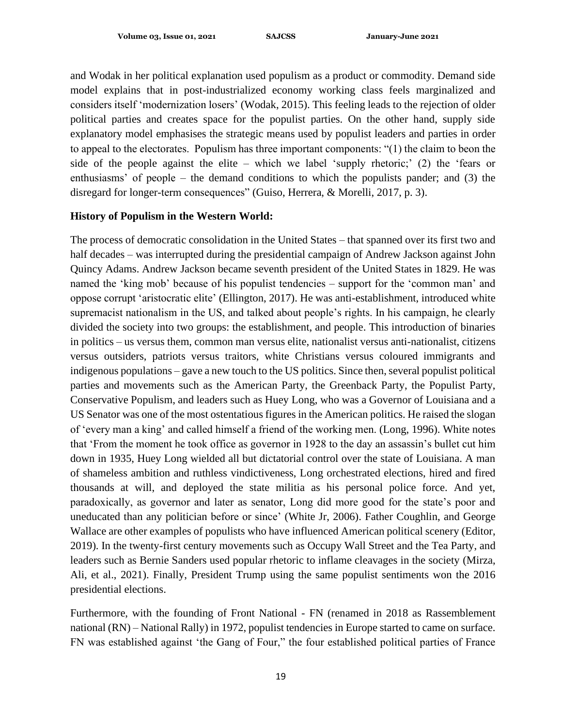and Wodak in her political explanation used populism as a product or commodity. Demand side model explains that in post-industrialized economy working class feels marginalized and considers itself 'modernization losers' (Wodak, 2015). This feeling leads to the rejection of older political parties and creates space for the populist parties. On the other hand, supply side explanatory model emphasises the strategic means used by populist leaders and parties in order to appeal to the electorates. Populism has three important components: "(1) the claim to beon the side of the people against the elite – which we label 'supply rhetoric;' (2) the 'fears or enthusiasms' of people – the demand conditions to which the populists pander; and (3) the disregard for longer-term consequences" (Guiso, Herrera, & Morelli, 2017, p. 3).

## History of Populism in the Western World:

The process of democratic consolidation in the United States – that spanned over its first two and half decades – was interrupted during the presidential campaign of Andrew Jackson against John Quincy Adams. Andrew Jackson became seventh president of the United States in 1829. He was named the 'king mob' because of his populist tendencies – support for the 'common man' and oppose corrupt 'aristocratic elite' (Ellington, 2017). He was anti-establishment, introduced white supremacist nationalism in the US, and talked about people's rights. In his campaign, he clearly divided the society into two groups: the establishment, and people. This introduction of binaries in politics – us versus them, common man versus elite, nationalist versus anti-nationalist, citizens versus outsiders, patriots versus traitors, white Christians versus coloured immigrants and indigenous populations – gave a new touch to the US politics. Since then, several populist political parties and movements such as the American Party, the Greenback Party, the Populist Party, Conservative Populism, and leaders such as Huey Long, who was a Governor of Louisiana and a US Senator was one of the most ostentatious figures in the American politics. He raised the slogan of 'every man a king' and called himself a friend of the working men. (Long, 1996). White notes that 'From the moment he took office as governor in 1928 to the day an assassin's bullet cut him down in 1935, Huey Long wielded all but dictatorial control over the state of Louisiana. A man of shameless ambition and ruthless vindictiveness, Long orchestrated elections, hired and fired thousands at will, and deployed the state militia as his personal police force. And yet, paradoxically, as governor and later as senator, Long did more good for the state's poor and uneducated than any politician before or since' (White Jr, 2006). Father Coughlin, and George Wallace are other examples of populists who have influenced American political scenery (Editor, 2019). In the twenty-first century movements such as Occupy Wall Street and the Tea Party, and leaders such as Bernie Sanders used popular rhetoric to inflame cleavages in the society (Mirza, Ali, et al., 2021). Finally, President Trump using the same populist sentiments won the 2016 presidential elections.

Furthermore, with the founding of Front National - FN (renamed in 2018 as Rassemblement national (RN) – National Rally) in 1972, populist tendencies in Europe started to came on surface. FN was established against 'the Gang of Four," the four established political parties of France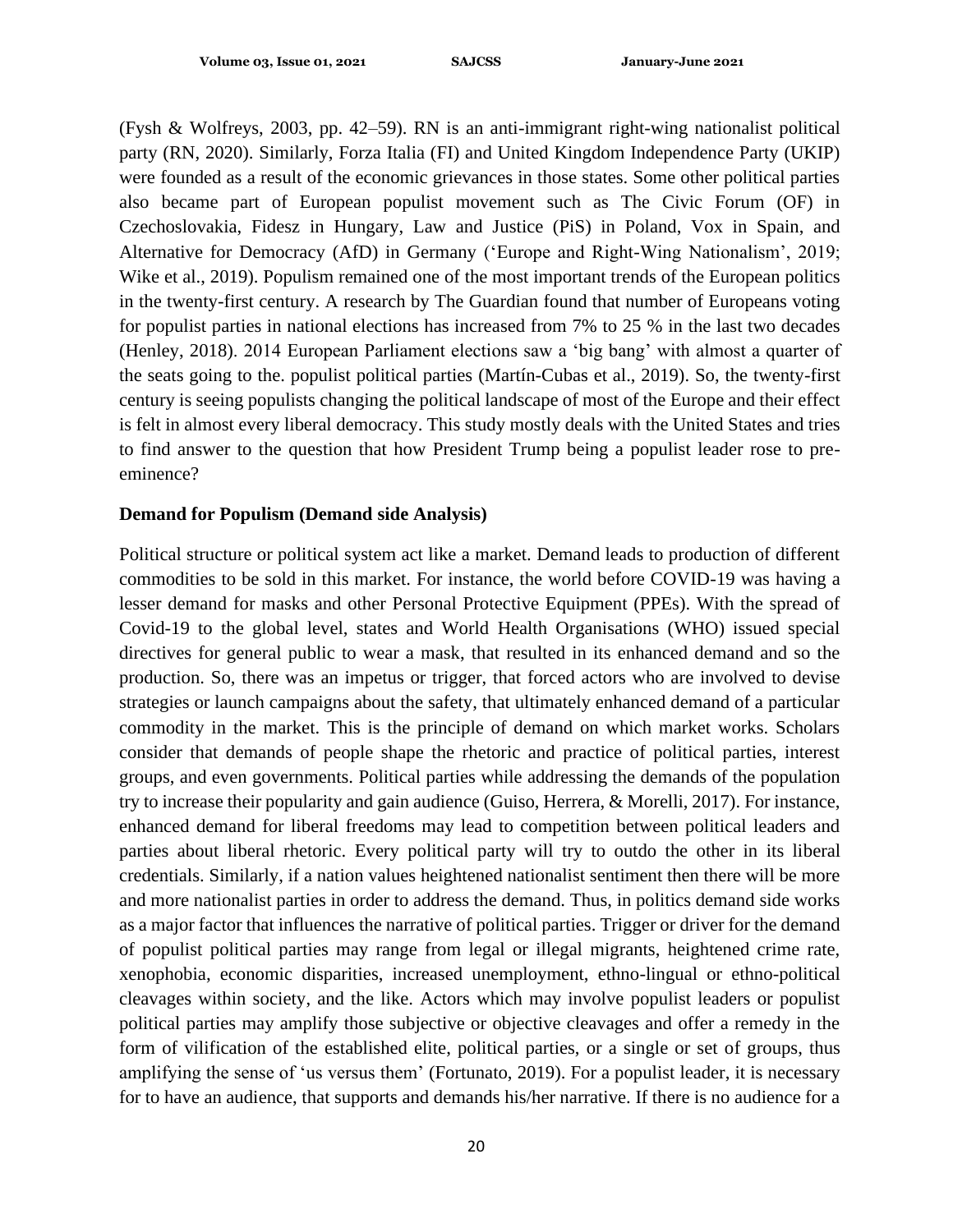(Fysh & Wolfreys, 2003, pp. 42–59). RN is an anti-immigrant right-wing nationalist political party (RN, 2020). Similarly, Forza Italia (FI) and United Kingdom Independence Party (UKIP) were founded as a result of the economic grievances in those states. Some other political parties also became part of European populist movement such as The Civic Forum (OF) in Czechoslovakia, Fidesz in Hungary, Law and Justice (PiS) in Poland, Vox in Spain, and Alternative for Democracy (AfD) in Germany ('Europe and Right-Wing Nationalism', 2019; Wike et al., 2019). Populism remained one of the most important trends of the European politics in the twenty-first century. A research by The Guardian found that number of Europeans voting for populist parties in national elections has increased from 7% to 25 % in the last two decades (Henley, 2018). 2014 European Parliament elections saw a 'big bang' with almost a quarter of the seats going to the. populist political parties (Martín-Cubas et al., 2019). So, the twenty-first century is seeing populists changing the political landscape of most of the Europe and their effect is felt in almost every liberal democracy. This study mostly deals with the United States and tries to find answer to the question that how President Trump being a populist leader rose to pre-eminence?

**Demand for Populism (Demand side Analysis)**

Political structure or political system act like a market. Demand leads to production of different commodities to be sold in this market. For instance, the world before COVID-19 was having a lesser demand for masks and other Personal Protective Equipment (PPEs). With the spread of Covid-19 to the global level, states and World Health Organisations (WHO) issued special directives for general public to wear a mask, that resulted in its enhanced demand and so the production. So, there was an impetus or trigger, that forced actors who are involved to devise strategies or launch campaigns about the safety, that ultimately enhanced demand of a particular commodity in the market. This is the principle of demand on which market works. Scholars consider that demands of people shape the rhetoric and practice of political parties, interest groups, and even governments. Political parties while addressing the demands of the population try to increase their popularity and gain audience (Guiso, Herrera, & Morelli, 2017). For instance, enhanced demand for liberal freedoms may lead to competition between political leaders and parties about liberal rhetoric. Every political party will try to outdo the other in its liberal credentials. Similarly, if a nation values heightened nationalist sentiment then there will be more and more nationalist parties in order to address the demand. Thus, in politics demand side works as a major factor that influences the narrative of political parties. Trigger or driver for the demand of populist political parties may range from legal or illegal migrants, heightened crime rate, xenophobia, economic disparities, increased unemployment, ethno-lingual or ethno-political cleavages within society, and the like. Actors which may involve populist leaders or populist political parties may amplify those subjective or objective cleavages and offer a remedy in the form of vilification of the established elite, political parties, or a single or set of groups, thus amplifying the sense of 'us versus them' (Fortunato, 2019). For a populist leader, it is necessary for to have an audience, that supports and demands his/her narrative. If there is no audience for a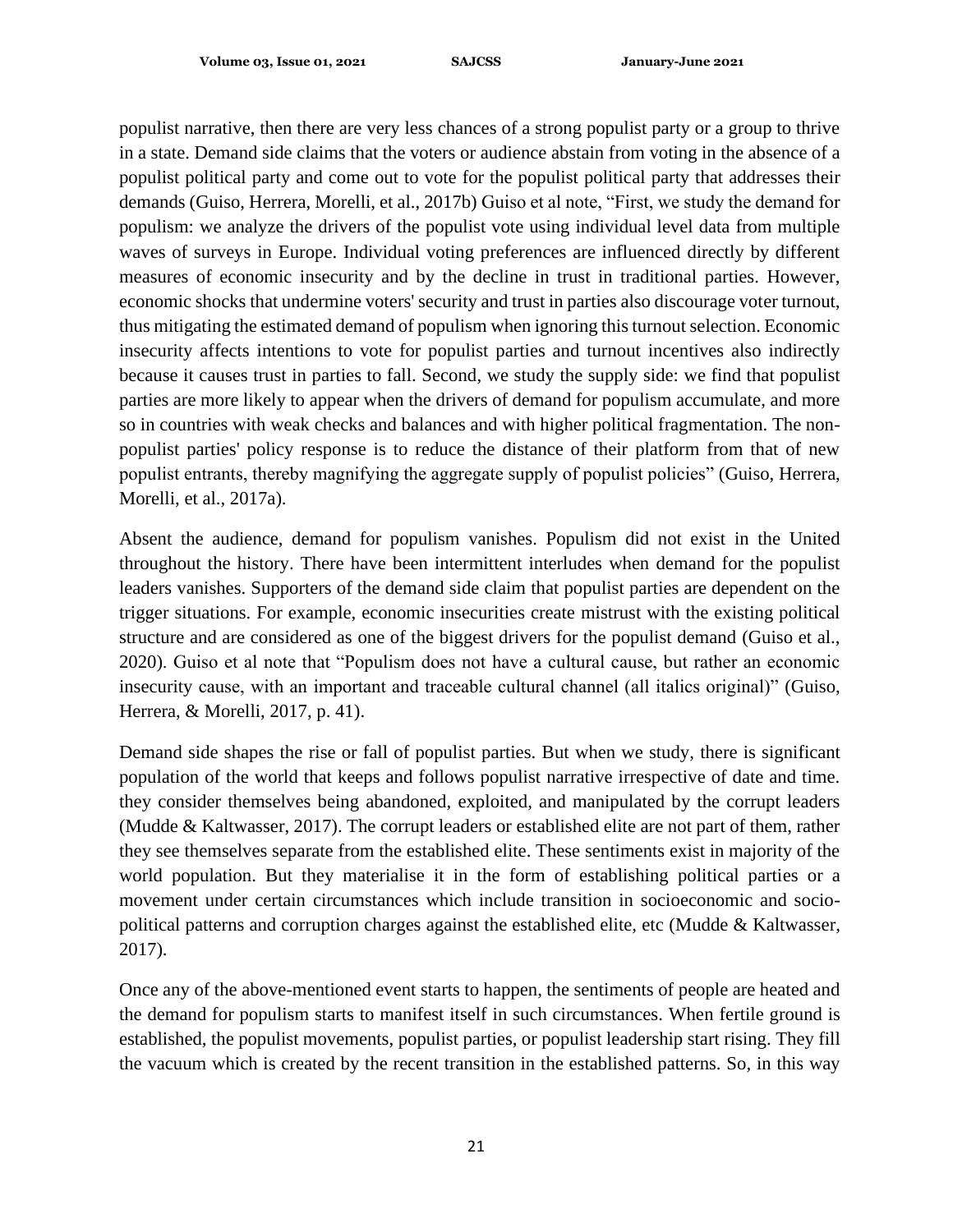populist narrative, then there are very less chances of a strong populist party or a group to thrive in a state. Demand side claims that the voters or audience abstain from voting in the absence of a populist political party and come out to vote for the populist political party that addresses their demands (Guiso, Herrera, Morelli, et al., 2017b) Guiso et al note, "First, we study the demand for populism: we analyze the drivers of the populist vote using individual level data from multiple waves of surveys in Europe. Individual voting preferences are influenced directly by different measures of economic insecurity and by the decline in trust in traditional parties. However, economic shocks that undermine voters' security and trust in parties also discourage voter turnout, thus mitigating the estimated demand of populism when ignoring this turnout selection. Economic insecurity affects intentions to vote for populist parties and turnout incentives also indirectly because it causes trust in parties to fall. Second, we study the supply side: we find that populist parties are more likely to appear when the drivers of demand for populism accumulate, and more so in countries with weak checks and balances and with higher political fragmentation. The non-populist parties' policy response is to reduce the distance of their platform from that of new populist entrants, thereby magnifying the aggregate supply of populist policies" (Guiso, Herrera, Morelli, et al., 2017a).

Absent the audience, demand for populism vanishes. Populism did not exist in the United throughout the history. There have been intermittent interludes when demand for the populist leaders vanishes. Supporters of the demand side claim that populist parties are dependent on the trigger situations. For example, economic insecurities create mistrust with the existing political structure and are considered as one of the biggest drivers for the populist demand (Guiso et al., 2020). Guiso et al note that "Populism does not have a cultural cause, but rather an economic insecurity cause, with an important and traceable cultural channel (all italics original)" (Guiso, Herrera, & Morelli, 2017, p. 41).

Demand side shapes the rise or fall of populist parties. But when we study, there is significant population of the world that keeps and follows populist narrative irrespective of date and time. they consider themselves being abandoned, exploited, and manipulated by the corrupt leaders (Mudde & Kaltwasser, 2017). The corrupt leaders or established elite are not part of them, rather they see themselves separate from the established elite. These sentiments exist in majority of the world population. But they materialise it in the form of establishing political parties or a movement under certain circumstances which include transition in socioeconomic and socio-political patterns and corruption charges against the established elite, etc (Mudde & Kaltwasser, 2017).

Once any of the above-mentioned event starts to happen, the sentiments of people are heated and the demand for populism starts to manifest itself in such circumstances. When fertile ground is established, the populist movements, populist parties, or populist leadership start rising. They fill the vacuum which is created by the recent transition in the established patterns. So, in this way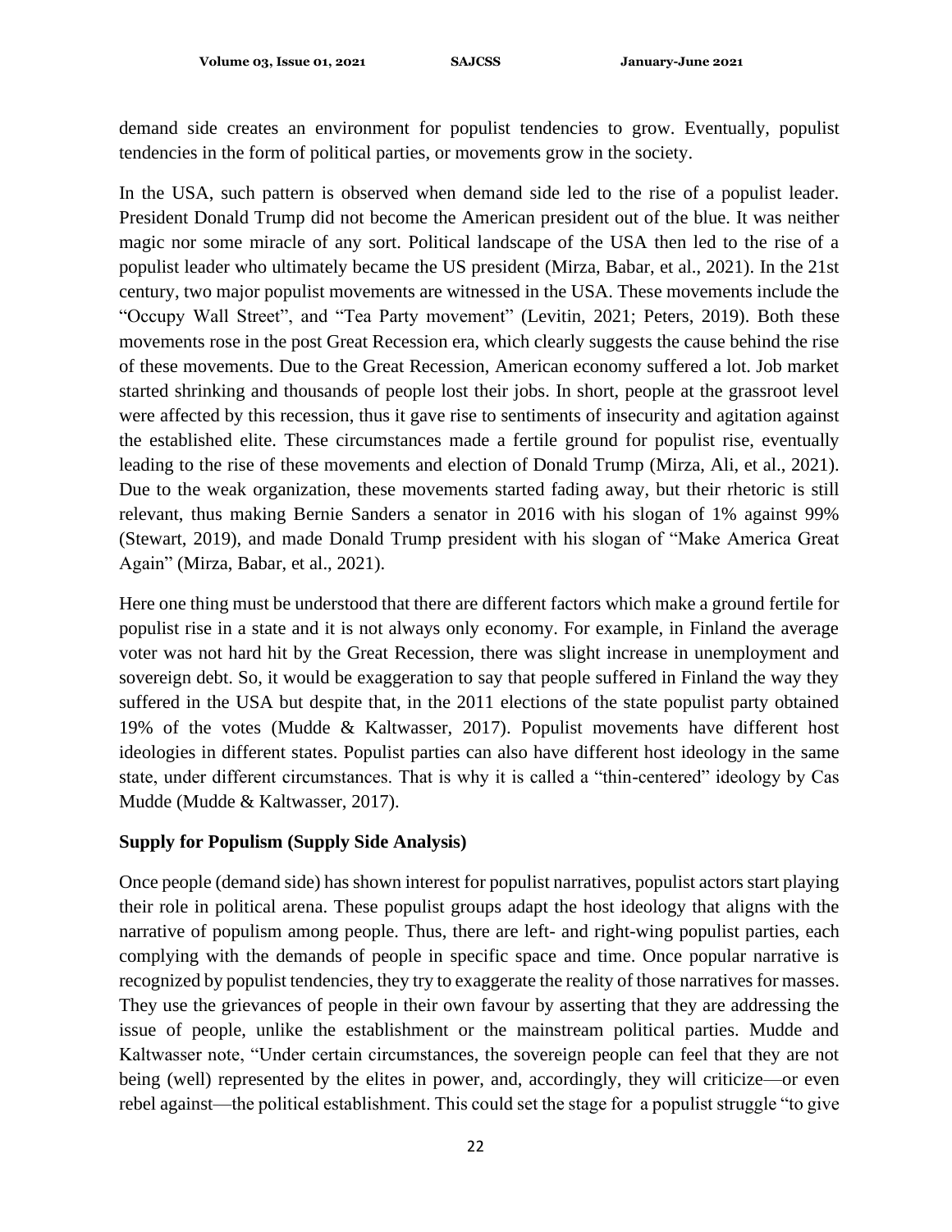demand side creates an environment for populist tendencies to grow. Eventually, populist tendencies in the form of political parties, or movements grow in the society.

In the USA, such pattern is observed when demand side led to the rise of a populist leader. President Donald Trump did not become the American president out of the blue. It was neither magic nor some miracle of any sort. Political landscape of the USA then led to the rise of a populist leader who ultimately became the US president (Mirza, Babar, et al., 2021). In the 21st century, two major populist movements are witnessed in the USA. These movements include the "Occupy Wall Street", and "Tea Party movement" (Levitin, 2021; Peters, 2019). Both these movements rose in the post Great Recession era, which clearly suggests the cause behind the rise of these movements. Due to the Great Recession, American economy suffered a lot. Job market started shrinking and thousands of people lost their jobs. In short, people at the grassroot level were affected by this recession, thus it gave rise to sentiments of insecurity and agitation against the established elite. These circumstances made a fertile ground for populist rise, eventually leading to the rise of these movements and election of Donald Trump (Mirza, Ali, et al., 2021). Due to the weak organization, these movements started fading away, but their rhetoric is still relevant, thus making Bernie Sanders a senator in 2016 with his slogan of 1% against 99% (Stewart, 2019), and made Donald Trump president with his slogan of "Make America Great Again" (Mirza, Babar, et al., 2021).

Here one thing must be understood that there are different factors which make a ground fertile for populist rise in a state and it is not always only economy. For example, in Finland the average voter was not hard hit by the Great Recession, there was slight increase in unemployment and sovereign debt. So, it would be exaggeration to say that people suffered in Finland the way they suffered in the USA but despite that, in the 2011 elections of the state populist party obtained 19% of the votes (Mudde & Kaltwasser, 2017). Populist movements have different host ideologies in different states. Populist parties can also have different host ideology in the same state, under different circumstances. That is why it is called a "thin-centered" ideology by Cas Mudde (Mudde & Kaltwasser, 2017).

**Supply for Populism (Supply Side Analysis)**

Once people (demand side) has shown interest for populist narratives, populist actors start playing their role in political arena. These populist groups adapt the host ideology that aligns with the narrative of populism among people. Thus, there are left- and right-wing populist parties, each complying with the demands of people in specific space and time. Once popular narrative is recognized by populist tendencies, they try to exaggerate the reality of those narratives for masses. They use the grievances of people in their own favour by asserting that they are addressing the issue of people, unlike the establishment or the mainstream political parties. Mudde and Kaltwasser note, "Under certain circumstances, the sovereign people can feel that they are not being (well) represented by the elites in power, and, accordingly, they will criticize—or even rebel against—the political establishment. This could set the stage for a populist struggle "to give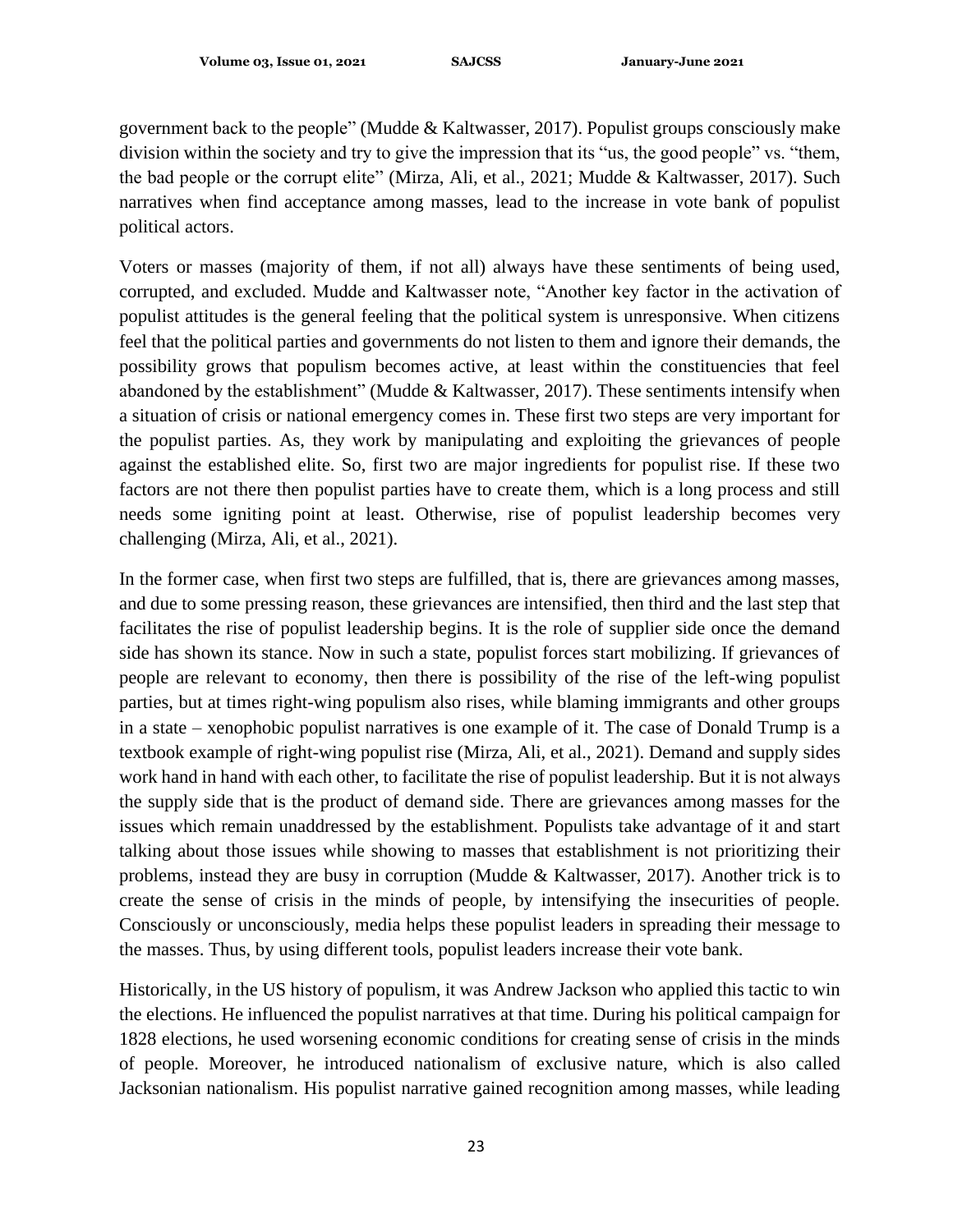government back to the people" (Mudde & Kaltwasser, 2017). Populist groups consciously make division within the society and try to give the impression that its "us, the good people" vs. "them, the bad people or the corrupt elite" (Mirza, Ali, et al., 2021; Mudde & Kaltwasser, 2017). Such narratives when find acceptance among masses, lead to the increase in vote bank of populist political actors.

Voters or masses (majority of them, if not all) always have these sentiments of being used, corrupted, and excluded. Mudde and Kaltwasser note, "Another key factor in the activation of populist attitudes is the general feeling that the political system is unresponsive. When citizens feel that the political parties and governments do not listen to them and ignore their demands, the possibility grows that populism becomes active, at least within the constituencies that feel abandoned by the establishment" (Mudde & Kaltwasser, 2017). These sentiments intensify when a situation of crisis or national emergency comes in. These first two steps are very important for the populist parties. As, they work by manipulating and exploiting the grievances of people against the established elite. So, first two are major ingredients for populist rise. If these two factors are not there then populist parties have to create them, which is a long process and still needs some igniting point at least. Otherwise, rise of populist leadership becomes very challenging (Mirza, Ali, et al., 2021).

In the former case, when first two steps are fulfilled, that is, there are grievances among masses, and due to some pressing reason, these grievances are intensified, then third and the last step that facilitates the rise of populist leadership begins. It is the role of supplier side once the demand side has shown its stance. Now in such a state, populist forces start mobilizing. If grievances of people are relevant to economy, then there is possibility of the rise of the left-wing populist parties, but at times right-wing populism also rises, while blaming immigrants and other groups in a state – xenophobic populist narratives is one example of it. The case of Donald Trump is a textbook example of right-wing populist rise (Mirza, Ali, et al., 2021). Demand and supply sides work hand in hand with each other, to facilitate the rise of populist leadership. But it is not always the supply side that is the product of demand side. There are grievances among masses for the issues which remain unaddressed by the establishment. Populists take advantage of it and start talking about those issues while showing to masses that establishment is not prioritizing their problems, instead they are busy in corruption (Mudde & Kaltwasser, 2017). Another trick is to create the sense of crisis in the minds of people, by intensifying the insecurities of people. Consciously or unconsciously, media helps these populist leaders in spreading their message to the masses. Thus, by using different tools, populist leaders increase their vote bank.

Historically, in the US history of populism, it was Andrew Jackson who applied this tactic to win the elections. He influenced the populist narratives at that time. During his political campaign for 1828 elections, he used worsening economic conditions for creating sense of crisis in the minds of people. Moreover, he introduced nationalism of exclusive nature, which is also called Jacksonian nationalism. His populist narrative gained recognition among masses, while leading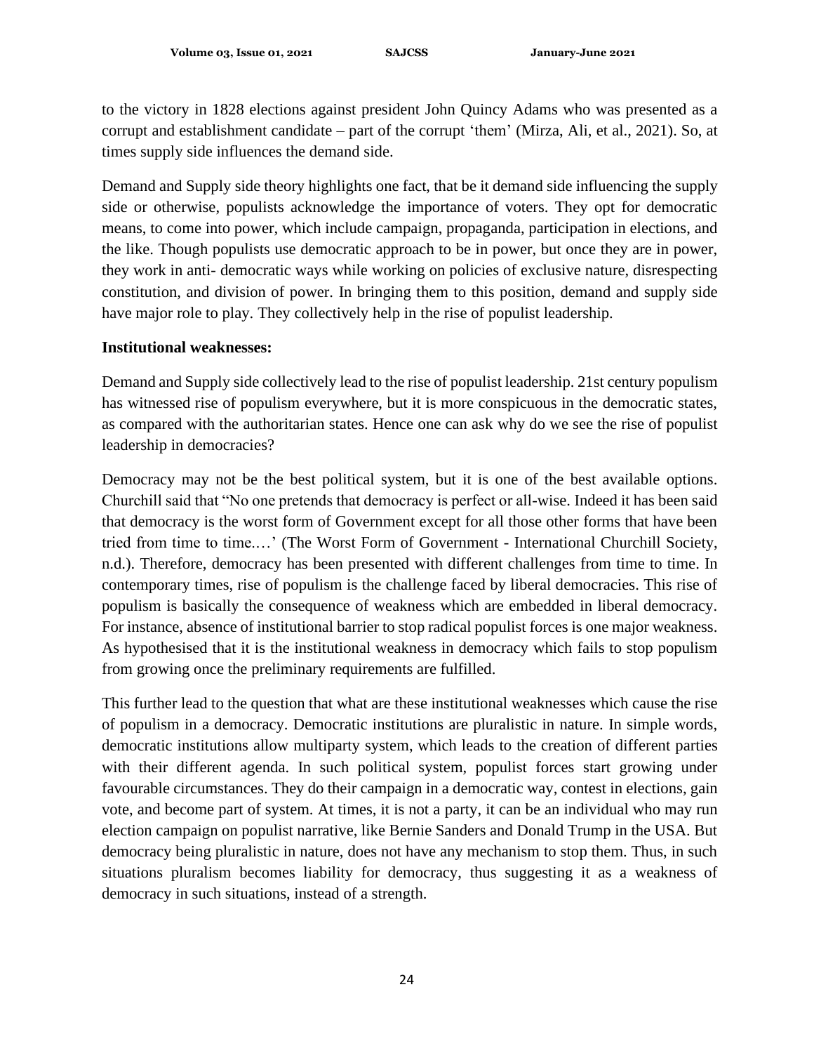to the victory in 1828 elections against president John Quincy Adams who was presented as a corrupt and establishment candidate – part of the corrupt 'them' (Mirza, Ali, et al., 2021). So, at times supply side influences the demand side.

Demand and Supply side theory highlights one fact, that be it demand side influencing the supply side or otherwise, populists acknowledge the importance of voters. They opt for democratic means, to come into power, which include campaign, propaganda, participation in elections, and the like. Though populists use democratic approach to be in power, but once they are in power, they work in anti- democratic ways while working on policies of exclusive nature, disrespecting constitution, and division of power. In bringing them to this position, demand and supply side have major role to play. They collectively help in the rise of populist leadership.

**Institutional weaknesses:**

Demand and Supply side collectively lead to the rise of populist leadership. 21st century populism has witnessed rise of populism everywhere, but it is more conspicuous in the democratic states, as compared with the authoritarian states. Hence one can ask why do we see the rise of populist leadership in democracies?

Democracy may not be the best political system, but it is one of the best available options. Churchill said that "No one pretends that democracy is perfect or all-wise. Indeed it has been said that democracy is the worst form of Government except for all those other forms that have been tried from time to time.…' (The Worst Form of Government - International Churchill Society, n.d.). Therefore, democracy has been presented with different challenges from time to time. In contemporary times, rise of populism is the challenge faced by liberal democracies. This rise of populism is basically the consequence of weakness which are embedded in liberal democracy. For instance, absence of institutional barrier to stop radical populist forces is one major weakness. As hypothesised that it is the institutional weakness in democracy which fails to stop populism from growing once the preliminary requirements are fulfilled.

This further lead to the question that what are these institutional weaknesses which cause the rise of populism in a democracy. Democratic institutions are pluralistic in nature. In simple words, democratic institutions allow multiparty system, which leads to the creation of different parties with their different agenda. In such political system, populist forces start growing under favourable circumstances. They do their campaign in a democratic way, contest in elections, gain vote, and become part of system. At times, it is not a party, it can be an individual who may run election campaign on populist narrative, like Bernie Sanders and Donald Trump in the USA. But democracy being pluralistic in nature, does not have any mechanism to stop them. Thus, in such situations pluralism becomes liability for democracy, thus suggesting it as a weakness of democracy in such situations, instead of a strength.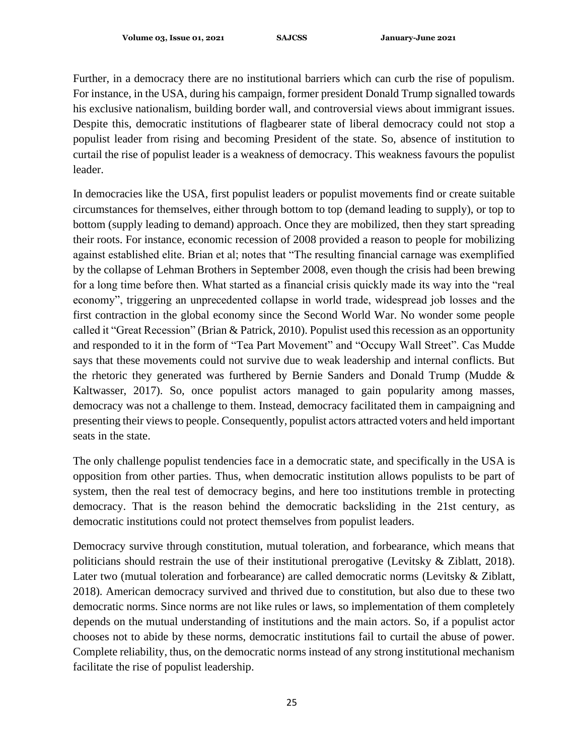Further, in a democracy there are no institutional barriers which can curb the rise of populism. For instance, in the USA, during his campaign, former president Donald Trump signalled towards his exclusive nationalism, building border wall, and controversial views about immigrant issues. Despite this, democratic institutions of flagbearer state of liberal democracy could not stop a populist leader from rising and becoming President of the state. So, absence of institution to curtail the rise of populist leader is a weakness of democracy. This weakness favours the populist leader.

In democracies like the USA, first populist leaders or populist movements find or create suitable circumstances for themselves, either through bottom to top (demand leading to supply), or top to bottom (supply leading to demand) approach. Once they are mobilized, then they start spreading their roots. For instance, economic recession of 2008 provided a reason to people for mobilizing against established elite. Brian et al; notes that "The resulting financial carnage was exemplified by the collapse of Lehman Brothers in September 2008, even though the crisis had been brewing for a long time before then. What started as a financial crisis quickly made its way into the "real economy", triggering an unprecedented collapse in world trade, widespread job losses and the first contraction in the global economy since the Second World War. No wonder some people called it "Great Recession" (Brian & Patrick, 2010). Populist used this recession as an opportunity and responded to it in the form of "Tea Part Movement" and "Occupy Wall Street". Cas Mudde says that these movements could not survive due to weak leadership and internal conflicts. But the rhetoric they generated was furthered by Bernie Sanders and Donald Trump (Mudde & Kaltwasser, 2017). So, once populist actors managed to gain popularity among masses, democracy was not a challenge to them. Instead, democracy facilitated them in campaigning and presenting their views to people. Consequently, populist actors attracted voters and held important seats in the state.

The only challenge populist tendencies face in a democratic state, and specifically in the USA is opposition from other parties. Thus, when democratic institution allows populists to be part of system, then the real test of democracy begins, and here too institutions tremble in protecting democracy. That is the reason behind the democratic backsliding in the 21st century, as democratic institutions could not protect themselves from populist leaders.

Democracy survive through constitution, mutual toleration, and forbearance, which means that politicians should restrain the use of their institutional prerogative (Levitsky & Ziblatt, 2018). Later two (mutual toleration and forbearance) are called democratic norms (Levitsky & Ziblatt, 2018). American democracy survived and thrived due to constitution, but also due to these two democratic norms. Since norms are not like rules or laws, so implementation of them completely depends on the mutual understanding of institutions and the main actors. So, if a populist actor chooses not to abide by these norms, democratic institutions fail to curtail the abuse of power. Complete reliability, thus, on the democratic norms instead of any strong institutional mechanism facilitate the rise of populist leadership.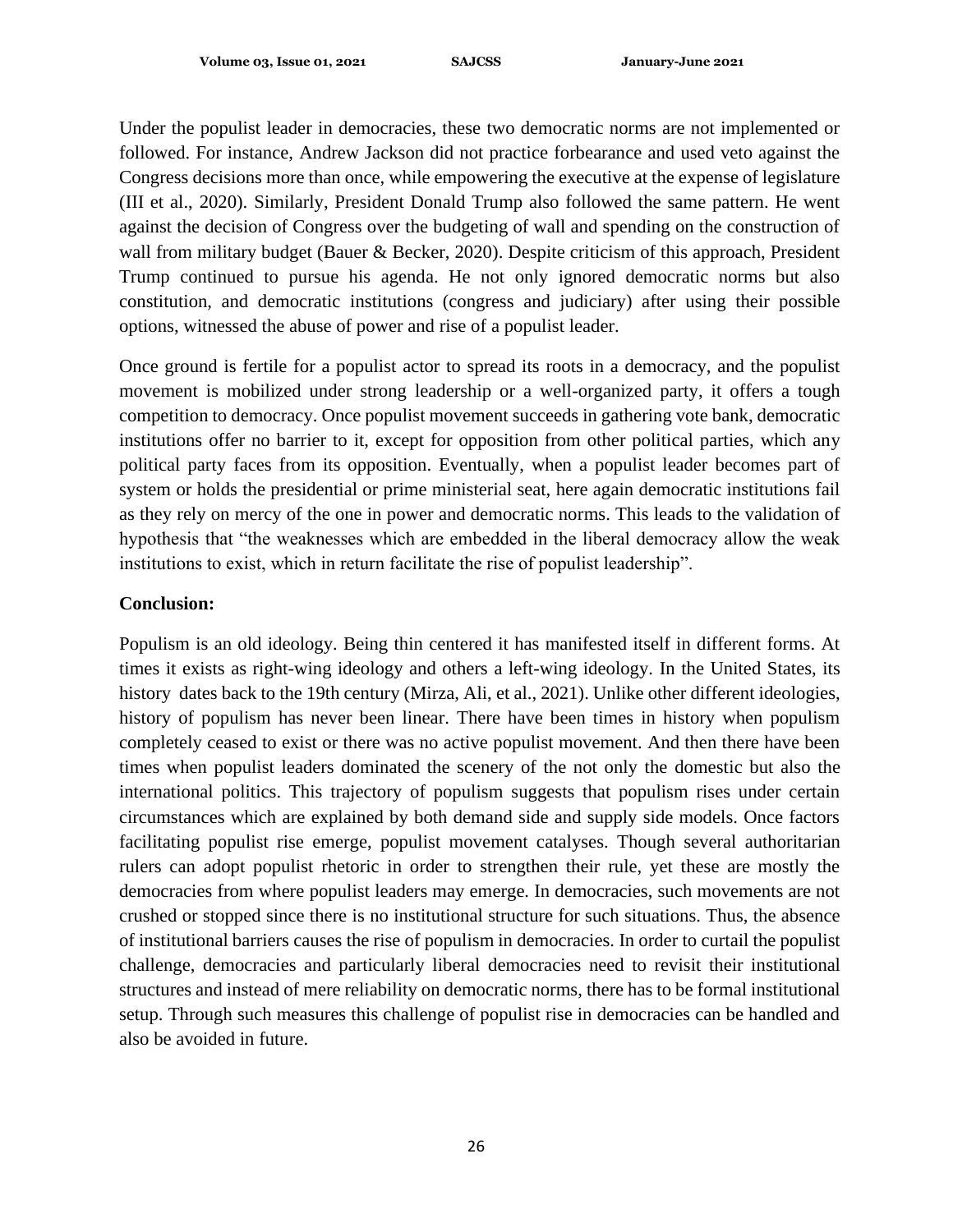Under the populist leader in democracies, these two democratic norms are not implemented or followed. For instance, Andrew Jackson did not practice forbearance and used veto against the Congress decisions more than once, while empowering the executive at the expense of legislature (III et al., 2020). Similarly, President Donald Trump also followed the same pattern. He went against the decision of Congress over the budgeting of wall and spending on the construction of wall from military budget (Bauer & Becker, 2020). Despite criticism of this approach, President Trump continued to pursue his agenda. He not only ignored democratic norms but also constitution, and democratic institutions (congress and judiciary) after using their possible options, witnessed the abuse of power and rise of a populist leader.

Once ground is fertile for a populist actor to spread its roots in a democracy, and the populist movement is mobilized under strong leadership or a well-organized party, it offers a tough competition to democracy. Once populist movement succeeds in gathering vote bank, democratic institutions offer no barrier to it, except for opposition from other political parties, which any political party faces from its opposition. Eventually, when a populist leader becomes part of system or holds the presidential or prime ministerial seat, here again democratic institutions fail as they rely on mercy of the one in power and democratic norms. This leads to the validation of hypothesis that "the weaknesses which are embedded in the liberal democracy allow the weak institutions to exist, which in return facilitate the rise of populist leadership".

**Conclusion:**

Populism is an old ideology. Being thin centered it has manifested itself in different forms. At times it exists as right-wing ideology and others a left-wing ideology. In the United States, its history dates back to the 19th century (Mirza, Ali, et al., 2021). Unlike other different ideologies, history of populism has never been linear. There have been times in history when populism completely ceased to exist or there was no active populist movement. And then there have been times when populist leaders dominated the scenery of the not only the domestic but also the international politics. This trajectory of populism suggests that populism rises under certain circumstances which are explained by both demand side and supply side models. Once factors facilitating populist rise emerge, populist movement catalyses. Though several authoritarian rulers can adopt populist rhetoric in order to strengthen their rule, yet these are mostly the democracies from where populist leaders may emerge. In democracies, such movements are not crushed or stopped since there is no institutional structure for such situations. Thus, the absence of institutional barriers causes the rise of populism in democracies. In order to curtail the populist challenge, democracies and particularly liberal democracies need to revisit their institutional structures and instead of mere reliability on democratic norms, there has to be formal institutional setup. Through such measures this challenge of populist rise in democracies can be handled and also be avoided in future.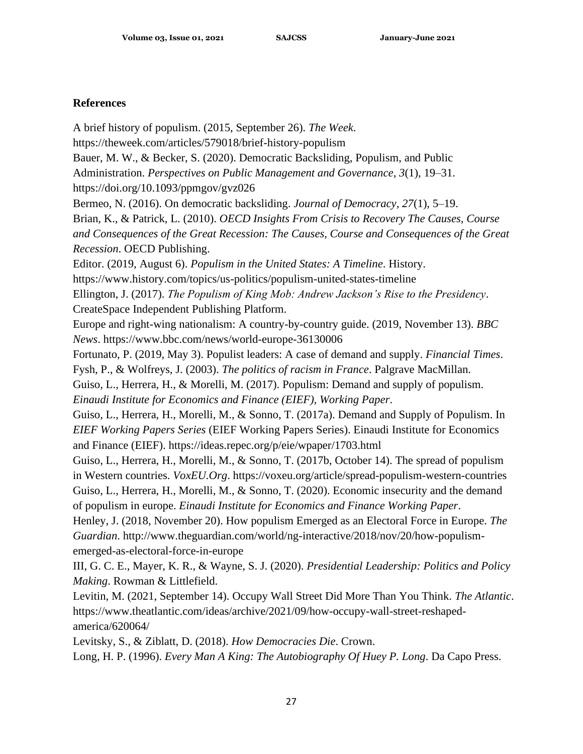## References

A brief history of populism. (2015, September 26). *The Week*. https://theweek.com/articles/579018/brief-history-populism

Bauer, M. W., & Becker, S. (2020). Democratic Backsliding, Populism, and Public Administration. *Perspectives on Public Management and Governance*, *3*(1), 19–31. https://doi.org/10.1093/ppmgov/gvz026

Bermeo, N. (2016). On democratic backsliding. *Journal of Democracy*, *27*(1), 5–19.

Brian, K., & Patrick, L. (2010). *OECD Insights From Crisis to Recovery The Causes, Course and Consequences of the Great Recession: The Causes, Course and Consequences of the Great Recession*. OECD Publishing.

Editor. (2019, August 6). *Populism in the United States: A Timeline*. History. https://www.history.com/topics/us-politics/populism-united-states-timeline

Ellington, J. (2017). *The Populism of King Mob: Andrew Jackson's Rise to the Presidency*. CreateSpace Independent Publishing Platform.

Europe and right-wing nationalism: A country-by-country guide. (2019, November 13). *BBC News*. https://www.bbc.com/news/world-europe-36130006

Fortunato, P. (2019, May 3). Populist leaders: A case of demand and supply. *Financial Times*.

Fysh, P., & Wolfreys, J. (2003). *The politics of racism in France*. Palgrave MacMillan.

Guiso, L., Herrera, H., & Morelli, M. (2017). Populism: Demand and supply of populism. *Einaudi Institute for Economics and Finance (EIEF), Working Paper*.

Guiso, L., Herrera, H., Morelli, M., & Sonno, T. (2017a). Demand and Supply of Populism. In *EIEF Working Papers Series* (EIEF Working Papers Series). Einaudi Institute for Economics and Finance (EIEF). https://ideas.repec.org/p/eie/wpaper/1703.html

Guiso, L., Herrera, H., Morelli, M., & Sonno, T. (2017b, October 14). The spread of populism in Western countries. *VoxEU.Org*. https://voxeu.org/article/spread-populism-western-countries

Guiso, L., Herrera, H., Morelli, M., & Sonno, T. (2020). Economic insecurity and the demand of populism in europe. *Einaudi Institute for Economics and Finance Working Paper*.

Henley, J. (2018, November 20). How populism Emerged as an Electoral Force in Europe. *The Guardian*. http://www.theguardian.com/world/ng-interactive/2018/nov/20/how-populism-emerged-as-electoral-force-in-europe

III, G. C. E., Mayer, K. R., & Wayne, S. J. (2020). *Presidential Leadership: Politics and Policy Making*. Rowman & Littlefield.

Levitin, M. (2021, September 14). Occupy Wall Street Did More Than You Think. *The Atlantic*. https://www.theatlantic.com/ideas/archive/2021/09/how-occupy-wall-street-reshaped-america/620064/

Levitsky, S., & Ziblatt, D. (2018). *How Democracies Die*. Crown.

Long, H. P. (1996). *Every Man A King: The Autobiography Of Huey P. Long*. Da Capo Press.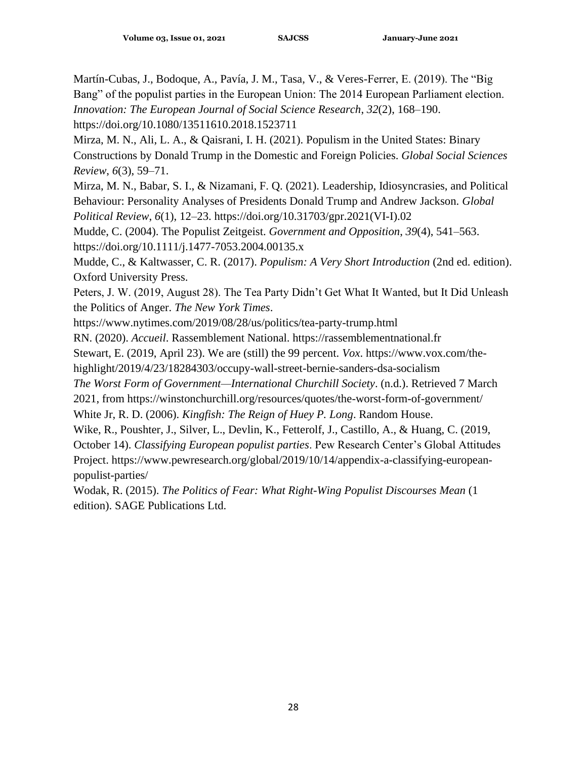Martín-Cubas, J., Bodoque, A., Pavía, J. M., Tasa, V., & Veres-Ferrer, E. (2019). The "Big Bang" of the populist parties in the European Union: The 2014 European Parliament election. *Innovation: The European Journal of Social Science Research*, *32*(2), 168–190. https://doi.org/10.1080/13511610.2018.1523711

Mirza, M. N., Ali, L. A., & Qaisrani, I. H. (2021). Populism in the United States: Binary Constructions by Donald Trump in the Domestic and Foreign Policies. *Global Social Sciences Review*, *6*(3), 59–71.

Mirza, M. N., Babar, S. I., & Nizamani, F. Q. (2021). Leadership, Idiosyncrasies, and Political Behaviour: Personality Analyses of Presidents Donald Trump and Andrew Jackson. *Global Political Review*, *6*(1), 12–23. https://doi.org/10.31703/gpr.2021(VI-I).02

Mudde, C. (2004). The Populist Zeitgeist. *Government and Opposition*, *39*(4), 541–563. https://doi.org/10.1111/j.1477-7053.2004.00135.x

Mudde, C., & Kaltwasser, C. R. (2017). *Populism: A Very Short Introduction* (2nd ed. edition). Oxford University Press.

Peters, J. W. (2019, August 28). The Tea Party Didn't Get What It Wanted, but It Did Unleash the Politics of Anger. *The New York Times*. https://www.nytimes.com/2019/08/28/us/politics/tea-party-trump.html

RN. (2020). *Accueil*. Rassemblement National. https://rassemblementnational.fr

Stewart, E. (2019, April 23). We are (still) the 99 percent. *Vox*. https://www.vox.com/the-highlight/2019/4/23/18284303/occupy-wall-street-bernie-sanders-dsa-socialism

*The Worst Form of Government—International Churchill Society*. (n.d.). Retrieved 7 March 2021, from https://winstonchurchill.org/resources/quotes/the-worst-form-of-government/

White Jr, R. D. (2006). *Kingfish: The Reign of Huey P. Long*. Random House.

Wike, R., Poushter, J., Silver, L., Devlin, K., Fetterolf, J., Castillo, A., & Huang, C. (2019, October 14). *Classifying European populist parties*. Pew Research Center's Global Attitudes Project. https://www.pewresearch.org/global/2019/10/14/appendix-a-classifying-european-populist-parties/

Wodak, R. (2015). *The Politics of Fear: What Right-Wing Populist Discourses Mean* (1 edition). SAGE Publications Ltd.